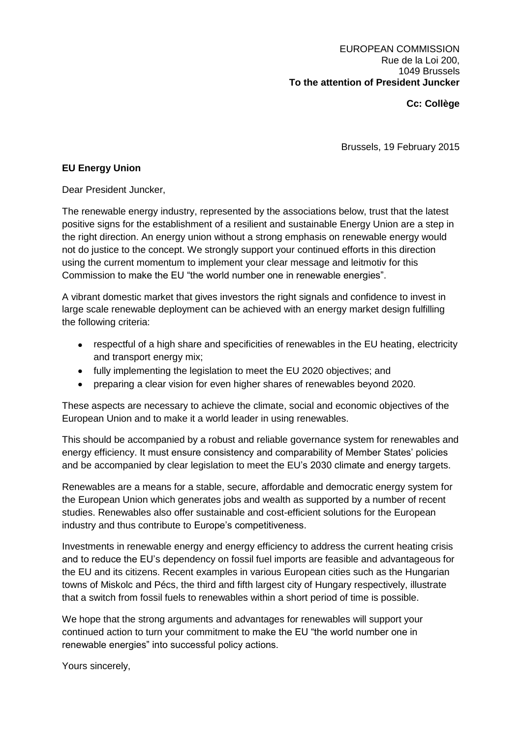EUROPEAN COMMISSION
Rue de la Loi 200,
1049 Brussels
**To the attention of President Juncker**

**Cc: Collège**

Brussels, 19 February 2015

**EU Energy Union**

Dear President Juncker,

The renewable energy industry, represented by the associations below, trust that the latest positive signs for the establishment of a resilient and sustainable Energy Union are a step in the right direction. An energy union without a strong emphasis on renewable energy would not do justice to the concept. We strongly support your continued efforts in this direction using the current momentum to implement your clear message and leitmotiv for this Commission to make the EU "the world number one in renewable energies".

A vibrant domestic market that gives investors the right signals and confidence to invest in large scale renewable deployment can be achieved with an energy market design fulfilling the following criteria:

- respectful of a high share and specificities of renewables in the EU heating, electricity and transport energy mix;
- fully implementing the legislation to meet the EU 2020 objectives; and
- preparing a clear vision for even higher shares of renewables beyond 2020.

These aspects are necessary to achieve the climate, social and economic objectives of the European Union and to make it a world leader in using renewables.

This should be accompanied by a robust and reliable governance system for renewables and energy efficiency. It must ensure consistency and comparability of Member States' policies and be accompanied by clear legislation to meet the EU's 2030 climate and energy targets.

Renewables are a means for a stable, secure, affordable and democratic energy system for the European Union which generates jobs and wealth as supported by a number of recent studies. Renewables also offer sustainable and cost-efficient solutions for the European industry and thus contribute to Europe's competitiveness.

Investments in renewable energy and energy efficiency to address the current heating crisis and to reduce the EU's dependency on fossil fuel imports are feasible and advantageous for the EU and its citizens. Recent examples in various European cities such as the Hungarian towns of Miskolc and Pécs, the third and fifth largest city of Hungary respectively, illustrate that a switch from fossil fuels to renewables within a short period of time is possible.

We hope that the strong arguments and advantages for renewables will support your continued action to turn your commitment to make the EU "the world number one in renewable energies" into successful policy actions.

Yours sincerely,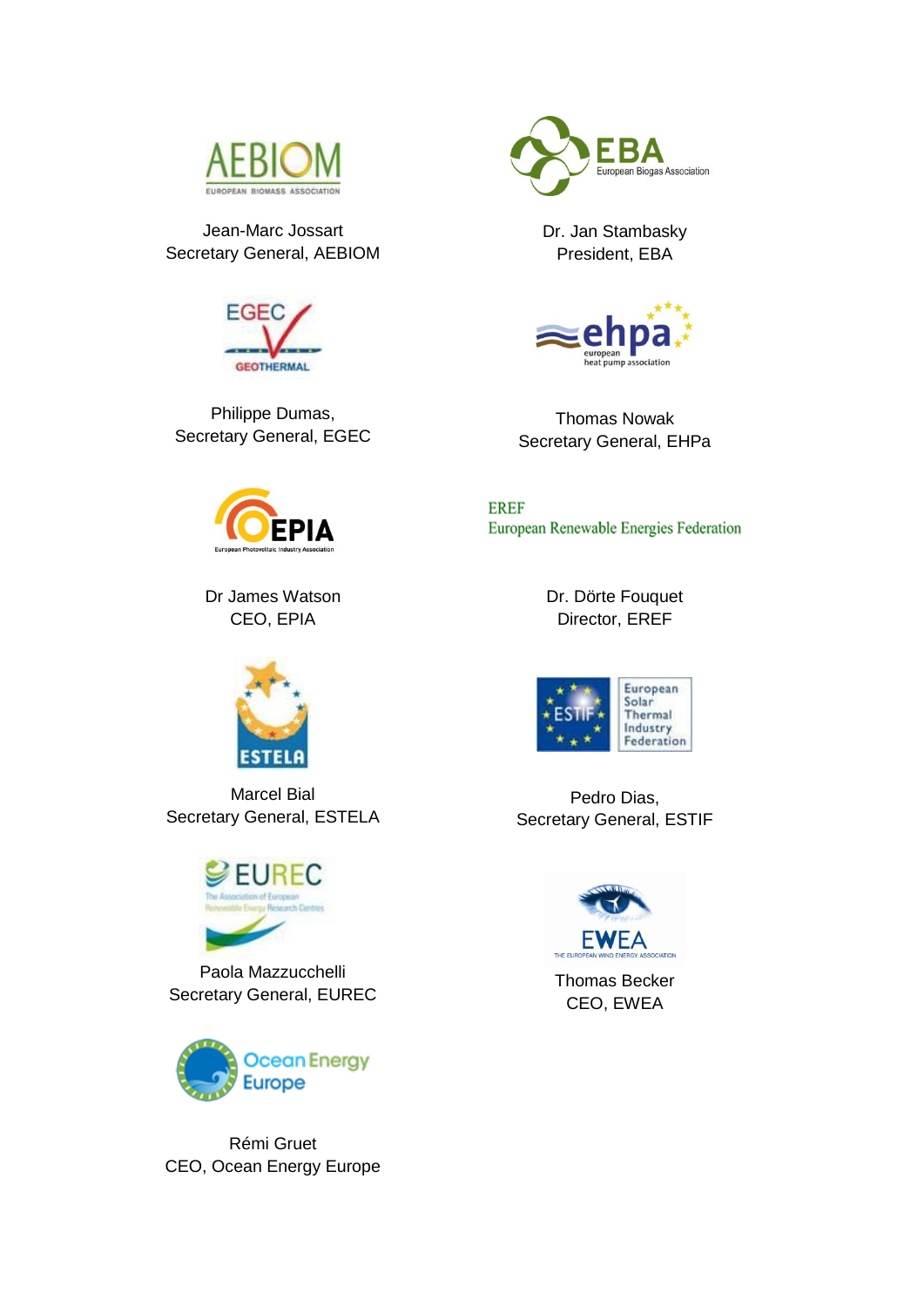AEBIOM
EUROPEAN BIOMASS ASSOCIATION

Jean-Marc Jossart
Secretary General, AEBIOM

EBA
European Biogas Association

Dr. Jan Stambasky
President, EBA

EGEC
GEOTHERMAL

Philippe Dumas,
Secretary General, EGEC

ehpa
european heat pump association

Thomas Nowak
Secretary General, EHPa

EPIA
European Photovoltaic Industry Association

Dr James Watson
CEO, EPIA

EREF
European Renewable Energies Federation

Dr. Dörte Fouquet
Director, EREF

ESTELA

Marcel Bial
Secretary General, ESTELA

ESTIF
European Solar Thermal Industry Federation

Pedro Dias,
Secretary General, ESTIF

EUREC
The Association of European Renewable Energy Research Centres

Paola Mazzucchelli
Secretary General, EUREC

EWEA
THE EUROPEAN WIND ENERGY ASSOCIATION

Thomas Becker
CEO, EWEA

Ocean Energy Europe

Rémi Gruet
CEO, Ocean Energy Europe